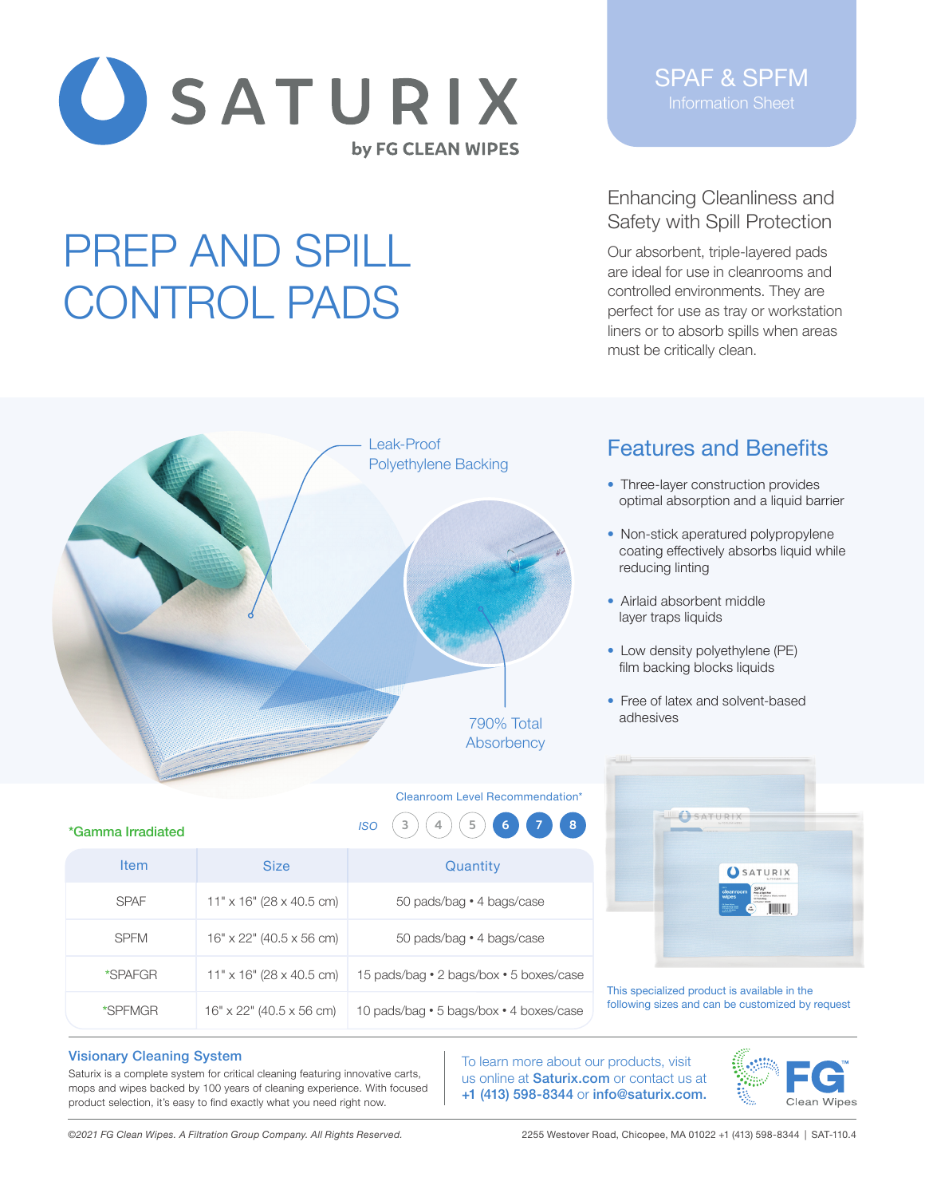# SATURIX

by FG CLEAN WIPES

SPAF & SPFM
Information Sheet

# PREP AND SPILL CONTROL PADS

## Enhancing Cleanliness and Safety with Spill Protection

Our absorbent, triple-layered pads are ideal for use in cleanrooms and controlled environments. They are perfect for use as tray or workstation liners or to absorb spills when areas must be critically clean.

Leak-Proof Polyethylene Backing

790% Total Absorbency

## Features and Benefits

- Three-layer construction provides optimal absorption and a liquid barrier
- Non-stick aperatured polypropylene coating effectively absorbs liquid while reducing linting
- Airlaid absorbent middle layer traps liquids
- Low density polyethylene (PE) film backing blocks liquids
- Free of latex and solvent-based adhesives

Cleanroom Level Recommendation*

ISO 3 4 5 **6** **7** **8**

*Gamma Irradiated

| Item | Size | Quantity |
|---|---|---|
| SPAF | 11" x 16" (28 x 40.5 cm) | 50 pads/bag • 4 bags/case |
| SPFM | 16" x 22" (40.5 x 56 cm) | 50 pads/bag • 4 bags/case |
| *SPAFGR | 11" x 16" (28 x 40.5 cm) | 15 pads/bag • 2 bags/box • 5 boxes/case |
| *SPFMGR | 16" x 22" (40.5 x 56 cm) | 10 pads/bag • 5 bags/box • 4 boxes/case |

This specialized product is available in the following sizes and can be customized by request

### Visionary Cleaning System

Saturix is a complete system for critical cleaning featuring innovative carts, mops and wipes backed by 100 years of cleaning experience. With focused product selection, it's easy to find exactly what you need right now.

To learn more about our products, visit us online at **Saturix.com** or contact us at **+1 (413) 598-8344** or **info@saturix.com.**

FG Clean Wipes

*©2021 FG Clean Wipes. A Filtration Group Company. All Rights Reserved.*

2255 Westover Road, Chicopee, MA 01022 +1 (413) 598-8344 | SAT-110.4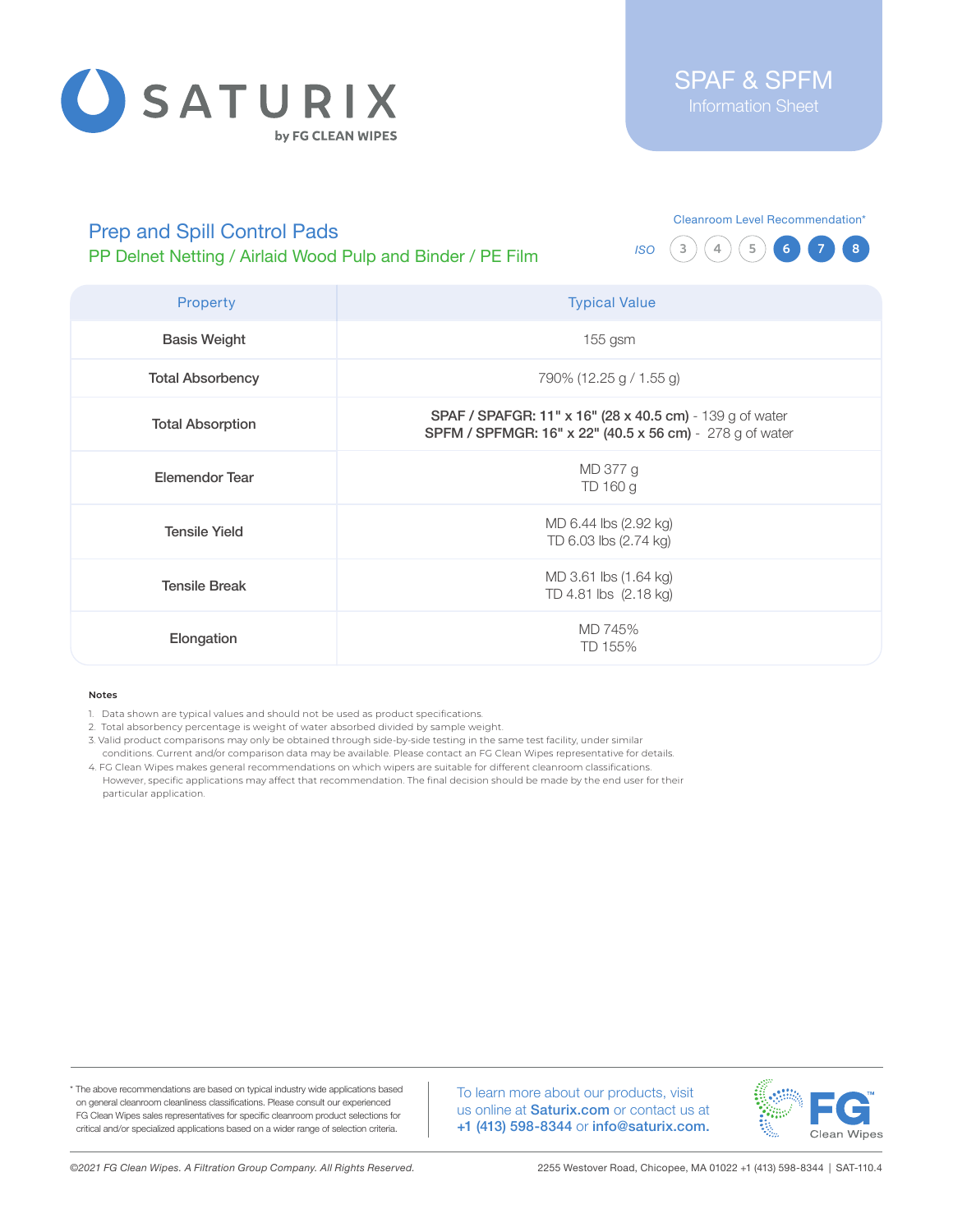# SATURIX
by FG CLEAN WIPES

SPAF & SPFM
Information Sheet

## Prep and Spill Control Pads

PP Delnet Netting / Airlaid Wood Pulp and Binder / PE Film

Cleanroom Level Recommendation*

ISO 3 4 5 **6** **7** **8**

| Property | Typical Value |
|---|---|
| Basis Weight | 155 gsm |
| Total Absorbency | 790% (12.25 g / 1.55 g) |
| Total Absorption | **SPAF / SPAFGR: 11" x 16" (28 x 40.5 cm)** - 139 g of water<br>**SPFM / SPFMGR: 16" x 22" (40.5 x 56 cm)** - 278 g of water |
| Elemendor Tear | MD 377 g<br>TD 160 g |
| Tensile Yield | MD 6.44 lbs (2.92 kg)<br>TD 6.03 lbs (2.74 kg) |
| Tensile Break | MD 3.61 lbs (1.64 kg)<br>TD 4.81 lbs (2.18 kg) |
| Elongation | MD 745%<br>TD 155% |

**Notes**

1. Data shown are typical values and should not be used as product specifications.
2. Total absorbency percentage is weight of water absorbed divided by sample weight.
3. Valid product comparisons may only be obtained through side-by-side testing in the same test facility, under similar conditions. Current and/or comparison data may be available. Please contact an FG Clean Wipes representative for details.
4. FG Clean Wipes makes general recommendations on which wipers are suitable for different cleanroom classifications. However, specific applications may affect that recommendation. The final decision should be made by the end user for their particular application.

* The above recommendations are based on typical industry wide applications based on general cleanroom cleanliness classifications. Please consult our experienced FG Clean Wipes sales representatives for specific cleanroom product selections for critical and/or specialized applications based on a wider range of selection criteria.

To learn more about our products, visit us online at **Saturix.com** or contact us at **+1 (413) 598-8344** or **info@saturix.com.**

FG™ Clean Wipes

*©2021 FG Clean Wipes. A Filtration Group Company. All Rights Reserved.*

2255 Westover Road, Chicopee, MA 01022 +1 (413) 598-8344 | SAT-110.4